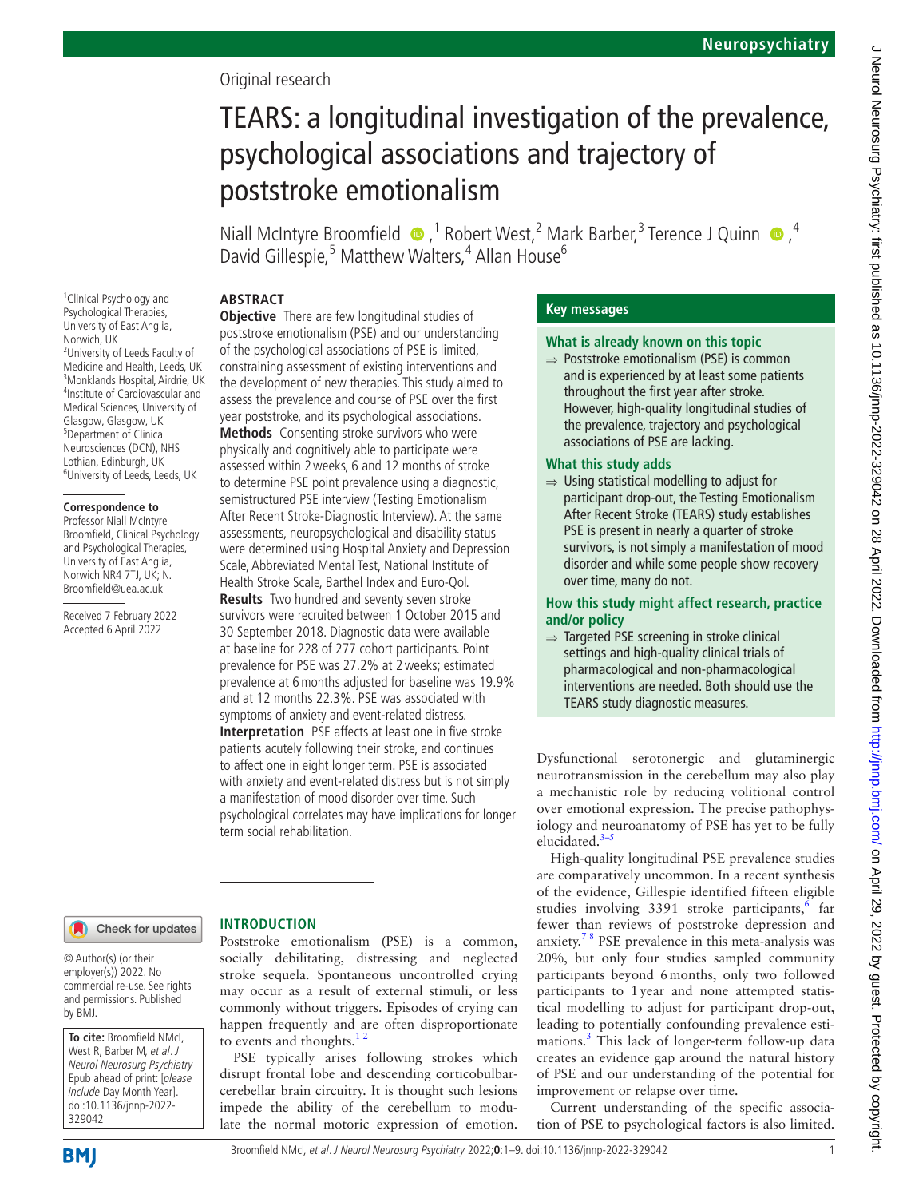Original research

# TEARS: a longitudinal investigation of the prevalence, psychological associations and trajectory of poststroke emotionalism

Niall McIntyre Broomfield [1], Robert West [2], Mark Barber [3], Terence J Quinn [4], David Gillespie [5], Matthew Walters [4], Allan House [6]

[1] Clinical Psychology and Psychological Therapies, University of East Anglia, Norwich, UK
[2] University of Leeds Faculty of Medicine and Health, Leeds, UK
[3] Monklands Hospital, Airdrie, UK
[4] Institute of Cardiovascular and Medical Sciences, University of Glasgow, Glasgow, UK
[5] Department of Clinical Neurosciences (DCN), NHS Lothian, Edinburgh, UK
[6] University of Leeds, Leeds, UK

**Correspondence to**
Professor Niall McIntyre Broomfield, Clinical Psychology and Psychological Therapies, University of East Anglia, Norwich NR4 7TJ, UK; N.Broomfield@uea.ac.uk

Received 7 February 2022
Accepted 6 April 2022

© Author(s) (or their employer(s)) 2022. No commercial re-use. See rights and permissions. Published by BMJ.

**To cite:** Broomfield NMcI, West R, Barber M, *et al*. *J Neurol Neurosurg Psychiatry* Epub ahead of print: [*please include* Day Month Year]. doi:10.1136/jnnp-2022-329042

## ABSTRACT

**Objective** There are few longitudinal studies of poststroke emotionalism (PSE) and our understanding of the psychological associations of PSE is limited, constraining assessment of existing interventions and the development of new therapies. This study aimed to assess the prevalence and course of PSE over the first year poststroke, and its psychological associations.

**Methods** Consenting stroke survivors who were physically and cognitively able to participate were assessed within 2 weeks, 6 and 12 months of stroke to determine PSE point prevalence using a diagnostic, semistructured PSE interview (Testing Emotionalism After Recent Stroke-Diagnostic Interview). At the same assessments, neuropsychological and disability status were determined using Hospital Anxiety and Depression Scale, Abbreviated Mental Test, National Institute of Health Stroke Scale, Barthel Index and Euro-Qol.

**Results** Two hundred and seventy seven stroke survivors were recruited between 1 October 2015 and 30 September 2018. Diagnostic data were available at baseline for 228 of 277 cohort participants. Point prevalence for PSE was 27.2% at 2 weeks; estimated prevalence at 6 months adjusted for baseline was 19.9% and at 12 months 22.3%. PSE was associated with symptoms of anxiety and event-related distress.

**Interpretation** PSE affects at least one in five stroke patients acutely following their stroke, and continues to affect one in eight longer term. PSE is associated with anxiety and event-related distress but is not simply a manifestation of mood disorder over time. Such psychological correlates may have implications for longer term social rehabilitation.

### Key messages

**What is already known on this topic**

⇒ Poststroke emotionalism (PSE) is common and is experienced by at least some patients throughout the first year after stroke. However, high-quality longitudinal studies of the prevalence, trajectory and psychological associations of PSE are lacking.

**What this study adds**

⇒ Using statistical modelling to adjust for participant drop-out, the Testing Emotionalism After Recent Stroke (TEARS) study establishes PSE is present in nearly a quarter of stroke survivors, is not simply a manifestation of mood disorder and while some people show recovery over time, many do not.

**How this study might affect research, practice and/or policy**

⇒ Targeted PSE screening in stroke clinical settings and high-quality clinical trials of pharmacological and non-pharmacological interventions are needed. Both should use the TEARS study diagnostic measures.

## INTRODUCTION

Poststroke emotionalism (PSE) is a common, socially debilitating, distressing and neglected stroke sequela. Spontaneous uncontrolled crying may occur as a result of external stimuli, or less commonly without triggers. Episodes of crying can happen frequently and are often disproportionate to events and thoughts.[1,2]

PSE typically arises following strokes which disrupt frontal lobe and descending corticobulbar-cerebellar brain circuitry. It is thought such lesions impede the ability of the cerebellum to modulate the normal motoric expression of emotion. Dysfunctional serotonergic and glutaminergic neurotransmission in the cerebellum may also play a mechanistic role by reducing volitional control over emotional expression. The precise pathophysiology and neuroanatomy of PSE has yet to be fully elucidated.[3–5]

High-quality longitudinal PSE prevalence studies are comparatively uncommon. In a recent synthesis of the evidence, Gillespie identified fifteen eligible studies involving 3391 stroke participants,[6] far fewer than reviews of poststroke depression and anxiety.[7,8] PSE prevalence in this meta-analysis was 20%, but only four studies sampled community participants beyond 6 months, only two followed participants to 1 year and none attempted statistical modelling to adjust for participant drop-out, leading to potentially confounding prevalence estimations.[3] This lack of longer-term follow-up data creates an evidence gap around the natural history of PSE and our understanding of the potential for improvement or relapse over time.

Current understanding of the specific association of PSE to psychological factors is also limited.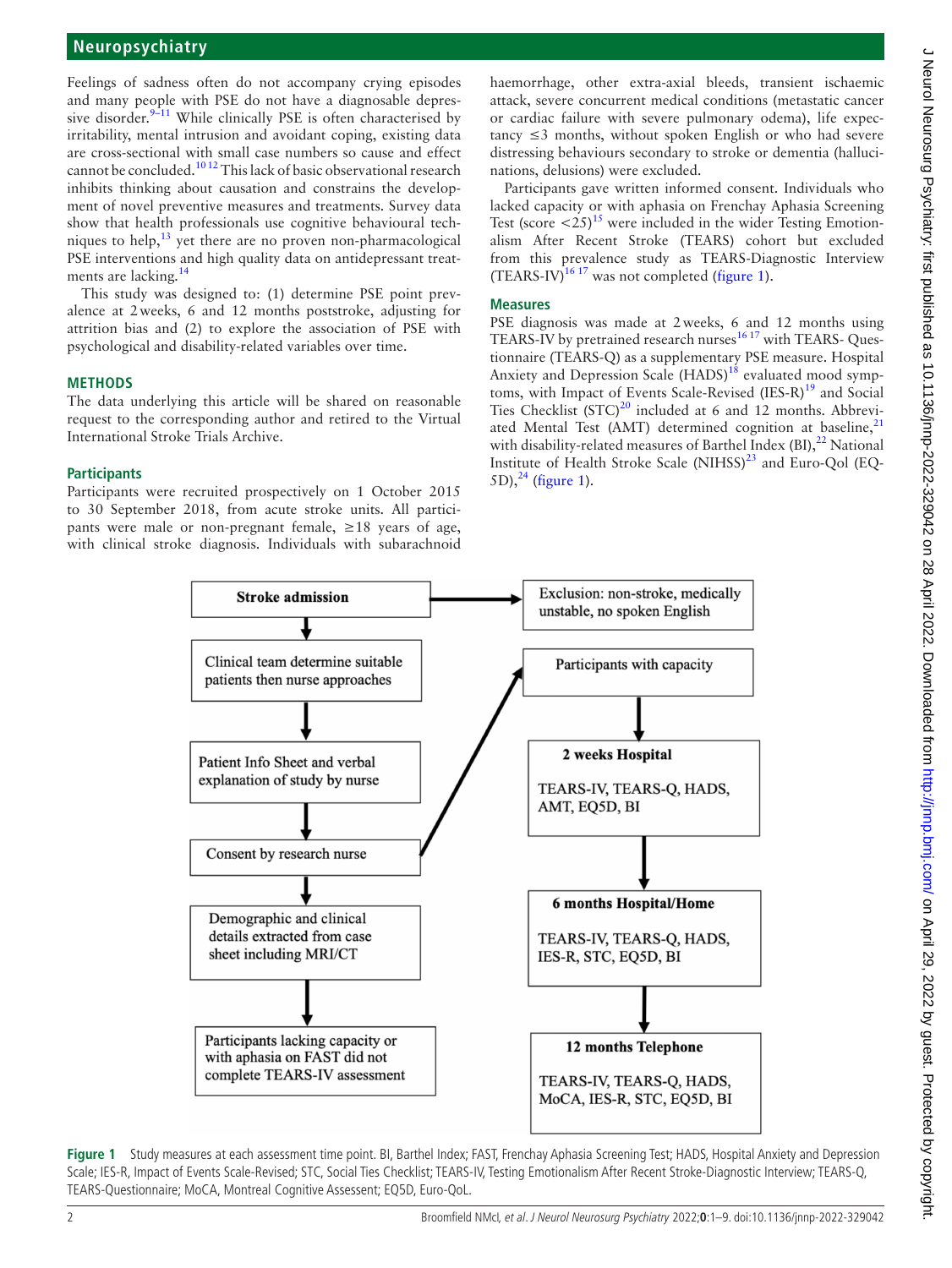Feelings of sadness often do not accompany crying episodes and many people with PSE do not have a diagnosable depressive disorder.[9–11] While clinically PSE is often characterised by irritability, mental intrusion and avoidant coping, existing data are cross-sectional with small case numbers so cause and effect cannot be concluded.[10,12] This lack of basic observational research inhibits thinking about causation and constrains the development of novel preventive measures and treatments. Survey data show that health professionals use cognitive behavioural techniques to help,[13] yet there are no proven non-pharmacological PSE interventions and high quality data on antidepressant treatments are lacking.[14]

This study was designed to: (1) determine PSE point prevalence at 2 weeks, 6 and 12 months poststroke, adjusting for attrition bias and (2) to explore the association of PSE with psychological and disability-related variables over time.

## METHODS

The data underlying this article will be shared on reasonable request to the corresponding author and retired to the Virtual International Stroke Trials Archive.

### Participants

Participants were recruited prospectively on 1 October 2015 to 30 September 2018, from acute stroke units. All participants were male or non-pregnant female, ≥18 years of age, with clinical stroke diagnosis. Individuals with subarachnoid haemorrhage, other extra-axial bleeds, transient ischaemic attack, severe concurrent medical conditions (metastatic cancer or cardiac failure with severe pulmonary odema), life expectancy ≤3 months, without spoken English or who had severe distressing behaviours secondary to stroke or dementia (hallucinations, delusions) were excluded.

Participants gave written informed consent. Individuals who lacked capacity or with aphasia on Frenchay Aphasia Screening Test (score <25)[15] were included in the wider Testing Emotionalism After Recent Stroke (TEARS) cohort but excluded from this prevalence study as TEARS-Diagnostic Interview (TEARS-IV)[16,17] was not completed (figure 1).

### Measures

PSE diagnosis was made at 2 weeks, 6 and 12 months using TEARS-IV by pretrained research nurses[16,17] with TEARS- Questionnaire (TEARS-Q) as a supplementary PSE measure. Hospital Anxiety and Depression Scale (HADS)[18] evaluated mood symptoms, with Impact of Events Scale-Revised (IES-R)[19] and Social Ties Checklist (STC)[20] included at 6 and 12 months. Abbreviated Mental Test (AMT) determined cognition at baseline,[21] with disability-related measures of Barthel Index (BI),[22] National Institute of Health Stroke Scale (NIHSS)[23] and Euro-Qol (EQ-5D),[24] (figure 1).

Stroke admission → Exclusion: non-stroke, medically unstable, no spoken English

Stroke admission → Clinical team determine suitable patients then nurse approaches → Patient Info Sheet and verbal explanation of study by nurse → Consent by research nurse → Demographic and clinical details extracted from case sheet including MRI/CT → Participants lacking capacity or with aphasia on FAST did not complete TEARS-IV assessment

Consent by research nurse → Participants with capacity → 2 weeks Hospital: TEARS-IV, TEARS-Q, HADS, AMT, EQ5D, BI → 6 months Hospital/Home: TEARS-IV, TEARS-Q, HADS, IES-R, STC, EQ5D, BI → 12 months Telephone: TEARS-IV, TEARS-Q, HADS, MoCA, IES-R, STC, EQ5D, BI

**Figure 1** Study measures at each assessment time point. BI, Barthel Index; FAST, Frenchay Aphasia Screening Test; HADS, Hospital Anxiety and Depression Scale; IES-R, Impact of Events Scale-Revised; STC, Social Ties Checklist; TEARS-IV, Testing Emotionalism After Recent Stroke-Diagnostic Interview; TEARS-Q, TEARS-Questionnaire; MoCA, Montreal Cognitive Assessent; EQ5D, Euro-QoL.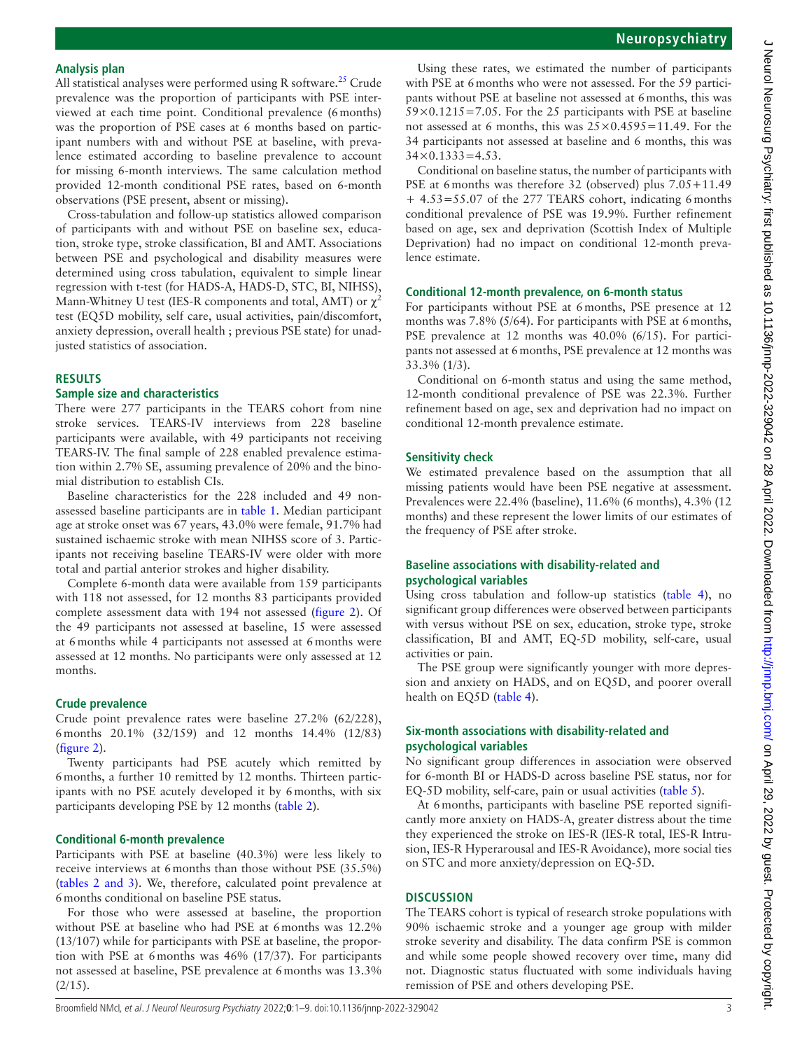## Analysis plan

All statistical analyses were performed using R software.[25] Crude prevalence was the proportion of participants with PSE interviewed at each time point. Conditional prevalence (6 months) was the proportion of PSE cases at 6 months based on participant numbers with and without PSE at baseline, with prevalence estimated according to baseline prevalence to account for missing 6-month interviews. The same calculation method provided 12-month conditional PSE rates, based on 6-month observations (PSE present, absent or missing).

Cross-tabulation and follow-up statistics allowed comparison of participants with and without PSE on baseline sex, education, stroke type, stroke classification, BI and AMT. Associations between PSE and psychological and disability measures were determined using cross tabulation, equivalent to simple linear regression with t-test (for HADS-A, HADS-D, STC, BI, NIHSS), Mann-Whitney U test (IES-R components and total, AMT) or $\chi^2$ test (EQ5D mobility, self care, usual activities, pain/discomfort, anxiety depression, overall health ; previous PSE state) for unadjusted statistics of association.

# RESULTS

## Sample size and characteristics

There were 277 participants in the TEARS cohort from nine stroke services. TEARS-IV interviews from 228 baseline participants were available, with 49 participants not receiving TEARS-IV. The final sample of 228 enabled prevalence estimation within 2.7% SE, assuming prevalence of 20% and the binomial distribution to establish CIs.

Baseline characteristics for the 228 included and 49 non-assessed baseline participants are in table 1. Median participant age at stroke onset was 67 years, 43.0% were female, 91.7% had sustained ischaemic stroke with mean NIHSS score of 3. Participants not receiving baseline TEARS-IV were older with more total and partial anterior strokes and higher disability.

Complete 6-month data were available from 159 participants with 118 not assessed, for 12 months 83 participants provided complete assessment data with 194 not assessed (figure 2). Of the 49 participants not assessed at baseline, 15 were assessed at 6 months while 4 participants not assessed at 6 months were assessed at 12 months. No participants were only assessed at 12 months.

## Crude prevalence

Crude point prevalence rates were baseline 27.2% (62/228), 6 months 20.1% (32/159) and 12 months 14.4% (12/83) (figure 2).

Twenty participants had PSE acutely which remitted by 6 months, a further 10 remitted by 12 months. Thirteen participants with no PSE acutely developed it by 6 months, with six participants developing PSE by 12 months (table 2).

## Conditional 6-month prevalence

Participants with PSE at baseline (40.3%) were less likely to receive interviews at 6 months than those without PSE (35.5%) (tables 2 and 3). We, therefore, calculated point prevalence at 6 months conditional on baseline PSE status.

For those who were assessed at baseline, the proportion without PSE at baseline who had PSE at 6 months was 12.2% (13/107) while for participants with PSE at baseline, the proportion with PSE at 6 months was 46% (17/37). For participants not assessed at baseline, PSE prevalence at 6 months was 13.3% (2/15).

Using these rates, we estimated the number of participants with PSE at 6 months who were not assessed. For the 59 participants without PSE at baseline not assessed at 6 months, this was $59\times0.1215=7.05$. For the 25 participants with PSE at baseline not assessed at 6 months, this was $25\times0.4595=11.49$. For the 34 participants not assessed at baseline and 6 months, this was $34\times0.1333=4.53$.

Conditional on baseline status, the number of participants with PSE at 6 months was therefore 32 (observed) plus $7.05+11.49+4.53=55.07$ of the 277 TEARS cohort, indicating 6 months conditional prevalence of PSE was 19.9%. Further refinement based on age, sex and deprivation (Scottish Index of Multiple Deprivation) had no impact on conditional 12-month prevalence estimate.

## Conditional 12-month prevalence, on 6-month status

For participants without PSE at 6 months, PSE presence at 12 months was 7.8% (5/64). For participants with PSE at 6 months, PSE prevalence at 12 months was 40.0% (6/15). For participants not assessed at 6 months, PSE prevalence at 12 months was 33.3% (1/3).

Conditional on 6-month status and using the same method, 12-month conditional prevalence of PSE was 22.3%. Further refinement based on age, sex and deprivation had no impact on conditional 12-month prevalence estimate.

## Sensitivity check

We estimated prevalence based on the assumption that all missing patients would have been PSE negative at assessment. Prevalences were 22.4% (baseline), 11.6% (6 months), 4.3% (12 months) and these represent the lower limits of our estimates of the frequency of PSE after stroke.

## Baseline associations with disability-related and psychological variables

Using cross tabulation and follow-up statistics (table 4), no significant group differences were observed between participants with versus without PSE on sex, education, stroke type, stroke classification, BI and AMT, EQ-5D mobility, self-care, usual activities or pain.

The PSE group were significantly younger with more depression and anxiety on HADS, and on EQ5D, and poorer overall health on EQ5D (table 4).

## Six-month associations with disability-related and psychological variables

No significant group differences in association were observed for 6-month BI or HADS-D across baseline PSE status, nor for EQ-5D mobility, self-care, pain or usual activities (table 5).

At 6 months, participants with baseline PSE reported significantly more anxiety on HADS-A, greater distress about the time they experienced the stroke on IES-R (IES-R total, IES-R Intrusion, IES-R Hyperarousal and IES-R Avoidance), more social ties on STC and more anxiety/depression on EQ-5D.

# DISCUSSION

The TEARS cohort is typical of research stroke populations with 90% ischaemic stroke and a younger age group with milder stroke severity and disability. The data confirm PSE is common and while some people showed recovery over time, many did not. Diagnostic status fluctuated with some individuals having remission of PSE and others developing PSE.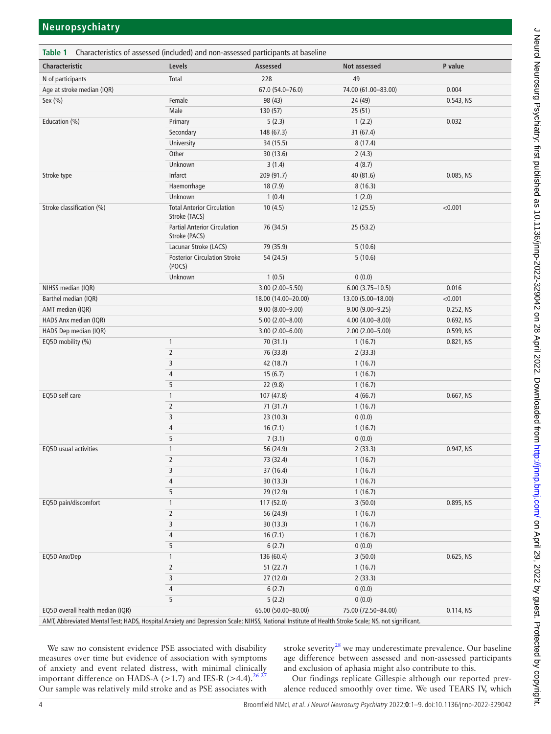**Table 1** Characteristics of assessed (included) and non-assessed participants at baseline

| Characteristic | Levels | Assessed | Not assessed | P value |
|---|---|---|---|---|
| N of participants | Total | 228 | 49 | |
| Age at stroke median (IQR) | | 67.0 (54.0–76.0) | 74.00 (61.00–83.00) | 0.004 |
| Sex (%) | Female | 98 (43) | 24 (49) | 0.543, NS |
| | Male | 130 (57) | 25 (51) | |
| Education (%) | Primary | 5 (2.3) | 1 (2.2) | 0.032 |
| | Secondary | 148 (67.3) | 31 (67.4) | |
| | University | 34 (15.5) | 8 (17.4) | |
| | Other | 30 (13.6) | 2 (4.3) | |
| | Unknown | 3 (1.4) | 4 (8.7) | |
| Stroke type | Infarct | 209 (91.7) | 40 (81.6) | 0.085, NS |
| | Haemorrhage | 18 (7.9) | 8 (16.3) | |
| | Unknown | 1 (0.4) | 1 (2.0) | |
| Stroke classification (%) | Total Anterior Circulation Stroke (TACS) | 10 (4.5) | 12 (25.5) | <0.001 |
| | Partial Anterior Circulation Stroke (PACS) | 76 (34.5) | 25 (53.2) | |
| | Lacunar Stroke (LACS) | 79 (35.9) | 5 (10.6) | |
| | Posterior Circulation Stroke (POCS) | 54 (24.5) | 5 (10.6) | |
| | Unknown | 1 (0.5) | 0 (0.0) | |
| NIHSS median (IQR) | | 3.00 (2.00–5.50) | 6.00 (3.75–10.5) | 0.016 |
| Barthel median (IQR) | | 18.00 (14.00–20.00) | 13.00 (5.00–18.00) | <0.001 |
| AMT median (IQR) | | 9.00 (8.00–9.00) | 9.00 (9.00–9.25) | 0.252, NS |
| HADS Anx median (IQR) | | 5.00 (2.00–8.00) | 4.00 (4.00–8.00) | 0.692, NS |
| HADS Dep median (IQR) | | 3.00 (2.00–6.00) | 2.00 (2.00–5.00) | 0.599, NS |
| EQ5D mobility (%) | 1 | 70 (31.1) | 1 (16.7) | 0.821, NS |
| | 2 | 76 (33.8) | 2 (33.3) | |
| | 3 | 42 (18.7) | 1 (16.7) | |
| | 4 | 15 (6.7) | 1 (16.7) | |
| | 5 | 22 (9.8) | 1 (16.7) | |
| EQ5D self care | 1 | 107 (47.8) | 4 (66.7) | 0.667, NS |
| | 2 | 71 (31.7) | 1 (16.7) | |
| | 3 | 23 (10.3) | 0 (0.0) | |
| | 4 | 16 (7.1) | 1 (16.7) | |
| | 5 | 7 (3.1) | 0 (0.0) | |
| EQ5D usual activities | 1 | 56 (24.9) | 2 (33.3) | 0.947, NS |
| | 2 | 73 (32.4) | 1 (16.7) | |
| | 3 | 37 (16.4) | 1 (16.7) | |
| | 4 | 30 (13.3) | 1 (16.7) | |
| | 5 | 29 (12.9) | 1 (16.7) | |
| EQ5D pain/discomfort | 1 | 117 (52.0) | 3 (50.0) | 0.895, NS |
| | 2 | 56 (24.9) | 1 (16.7) | |
| | 3 | 30 (13.3) | 1 (16.7) | |
| | 4 | 16 (7.1) | 1 (16.7) | |
| | 5 | 6 (2.7) | 0 (0.0) | |
| EQ5D Anx/Dep | 1 | 136 (60.4) | 3 (50.0) | 0.625, NS |
| | 2 | 51 (22.7) | 1 (16.7) | |
| | 3 | 27 (12.0) | 2 (33.3) | |
| | 4 | 6 (2.7) | 0 (0.0) | |
| | 5 | 5 (2.2) | 0 (0.0) | |
| EQ5D overall health median (IQR) | | 65.00 (50.00–80.00) | 75.00 (72.50–84.00) | 0.114, NS |

AMT, Abbreviated Mental Test; HADS, Hospital Anxiety and Depression Scale; NIHSS, National Institute of Health Stroke Scale; NS, not significant.

We saw no consistent evidence PSE associated with disability measures over time but evidence of association with symptoms of anxiety and event related distress, with minimal clinically important difference on HADS-A (>1.7) and IES-R (>4.4).[26 27] Our sample was relatively mild stroke and as PSE associates with stroke severity[28] we may underestimate prevalence. Our baseline age difference between assessed and non-assessed participants and exclusion of aphasia might also contribute to this.

Our findings replicate Gillespie although our reported prevalence reduced smoothly over time. We used TEARS IV, which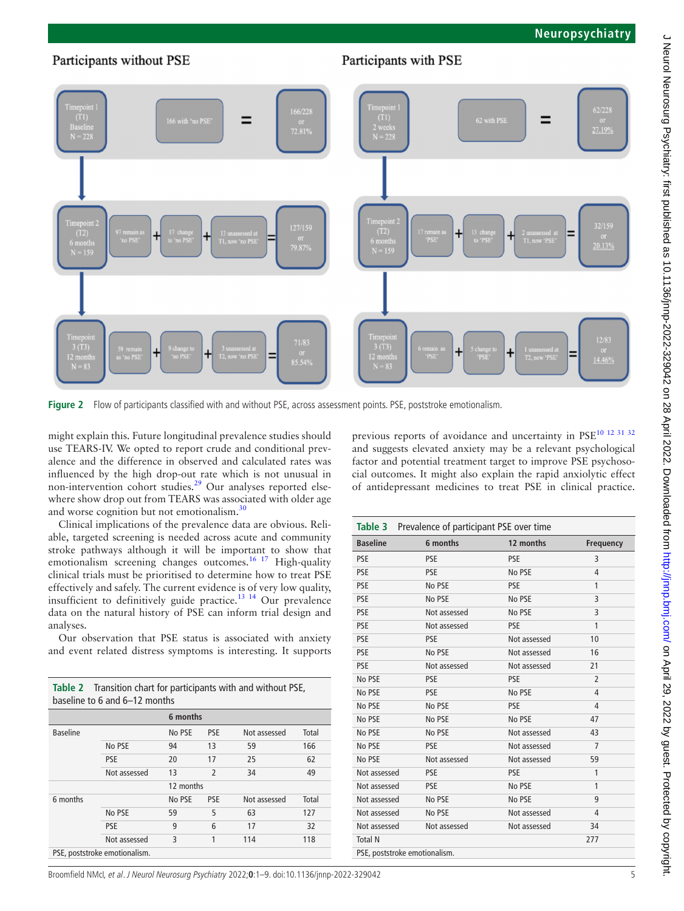## Participants without PSE

| | | | | |
|---|---|---|---|---|
| Timepoint 1 (T1) Baseline N = 228 | 166 with 'no PSE' | | | = 166/228 or 72.81% |
| Timepoint 2 (T2) 6 months N = 159 | 97 remain as 'no PSE' | + 17 change to 'no PSE' | + 13 unassessed at T1, now 'no PSE' | = 127/159 or 79.87% |
| Timepoint 3 (T3) 12 months N = 83 | 59 remain as 'no PSE' | + 9 change to 'no PSE' | + 3 unassessed at T2, now 'no PSE' | = 71/83 or 85.54% |

## Participants with PSE

| | | | | |
|---|---|---|---|---|
| Timepoint 1 (T1) 2 weeks N = 228 | 62 with PSE | | | = 62/228 or 27.19% |
| Timepoint 2 (T2) 6 months N = 159 | 17 remain as 'PSE' | + 13 change to 'PSE' | + 2 unassessed at T1, now 'PSE' | = 32/159 or 20.13% |
| Timepoint 3 (T3) 12 months N = 83 | 6 remain as 'PSE' | + 5 change to 'PSE' | + 1 unassessed at T2, now 'PSE' | = 12/83 or 14.46% |

**Figure 2** Flow of participants classified with and without PSE, across assessment points. PSE, poststroke emotionalism.

might explain this. Future longitudinal prevalence studies should use TEARS-IV. We opted to report crude and conditional prevalence and the difference in observed and calculated rates was influenced by the high drop-out rate which is not unusual in non-intervention cohort studies.[29] Our analyses reported elsewhere show drop out from TEARS was associated with older age and worse cognition but not emotionalism.[30]

Clinical implications of the prevalence data are obvious. Reliable, targeted screening is needed across acute and community stroke pathways although it will be important to show that emotionalism screening changes outcomes.[16 17] High-quality clinical trials must be prioritised to determine how to treat PSE effectively and safely. The current evidence is of very low quality, insufficient to definitively guide practice.[13 14] Our prevalence data on the natural history of PSE can inform trial design and analyses.

Our observation that PSE status is associated with anxiety and event related distress symptoms is interesting. It supports previous reports of avoidance and uncertainty in PSE[10 12 31 32] and suggests elevated anxiety may be a relevant psychological factor and potential treatment target to improve PSE psychosocial outcomes. It might also explain the rapid anxiolytic effect of antidepressant medicines to treat PSE in clinical practice.

**Table 2** Transition chart for participants with and without PSE, baseline to 6 and 6–12 months

| | | 6 months | | | |
|---|---|---|---|---|---|
| Baseline | | No PSE | PSE | Not assessed | Total |
| | No PSE | 94 | 13 | 59 | 166 |
| | PSE | 20 | 17 | 25 | 62 |
| | Not assessed | 13 | 2 | 34 | 49 |
| | | 12 months | | | |
| 6 months | | No PSE | PSE | Not assessed | Total |
| | No PSE | 59 | 5 | 63 | 127 |
| | PSE | 9 | 6 | 17 | 32 |
| | Not assessed | 3 | 1 | 114 | 118 |

PSE, poststroke emotionalism.

**Table 3** Prevalence of participant PSE over time

| Baseline | 6 months | 12 months | Frequency |
|---|---|---|---|
| PSE | PSE | PSE | 3 |
| PSE | PSE | No PSE | 4 |
| PSE | No PSE | PSE | 1 |
| PSE | No PSE | No PSE | 3 |
| PSE | Not assessed | No PSE | 3 |
| PSE | Not assessed | PSE | 1 |
| PSE | PSE | Not assessed | 10 |
| PSE | No PSE | Not assessed | 16 |
| PSE | Not assessed | Not assessed | 21 |
| No PSE | PSE | PSE | 2 |
| No PSE | PSE | No PSE | 4 |
| No PSE | No PSE | PSE | 4 |
| No PSE | No PSE | No PSE | 47 |
| No PSE | No PSE | Not assessed | 43 |
| No PSE | PSE | Not assessed | 7 |
| No PSE | Not assessed | Not assessed | 59 |
| Not assessed | PSE | PSE | 1 |
| Not assessed | PSE | No PSE | 1 |
| Not assessed | No PSE | No PSE | 9 |
| Not assessed | No PSE | Not assessed | 4 |
| Not assessed | Not assessed | Not assessed | 34 |
| Total N | | | 277 |

PSE, poststroke emotionalism.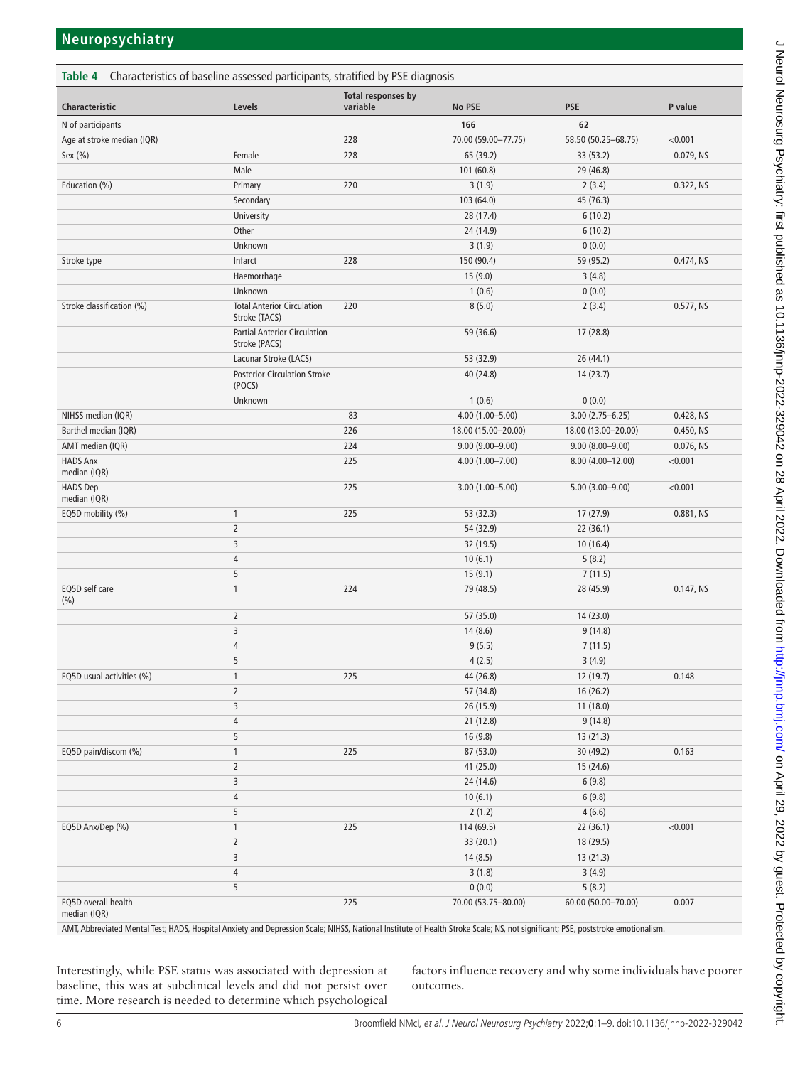**Table 4** Characteristics of baseline assessed participants, stratified by PSE diagnosis

| Characteristic | Levels | Total responses by variable | No PSE | PSE | P value |
|---|---|---|---|---|---|
| N of participants | | | **166** | **62** | |
| Age at stroke median (IQR) | | 228 | 70.00 (59.00–77.75) | 58.50 (50.25–68.75) | <0.001 |
| Sex (%) | Female | 228 | 65 (39.2) | 33 (53.2) | 0.079, NS |
| | Male | | 101 (60.8) | 29 (46.8) | |
| Education (%) | Primary | 220 | 3 (1.9) | 2 (3.4) | 0.322, NS |
| | Secondary | | 103 (64.0) | 45 (76.3) | |
| | University | | 28 (17.4) | 6 (10.2) | |
| | Other | | 24 (14.9) | 6 (10.2) | |
| | Unknown | | 3 (1.9) | 0 (0.0) | |
| Stroke type | Infarct | 228 | 150 (90.4) | 59 (95.2) | 0.474, NS |
| | Haemorrhage | | 15 (9.0) | 3 (4.8) | |
| | Unknown | | 1 (0.6) | 0 (0.0) | |
| Stroke classification (%) | Total Anterior Circulation Stroke (TACS) | 220 | 8 (5.0) | 2 (3.4) | 0.577, NS |
| | Partial Anterior Circulation Stroke (PACS) | | 59 (36.6) | 17 (28.8) | |
| | Lacunar Stroke (LACS) | | 53 (32.9) | 26 (44.1) | |
| | Posterior Circulation Stroke (POCS) | | 40 (24.8) | 14 (23.7) | |
| | Unknown | | 1 (0.6) | 0 (0.0) | |
| NIHSS median (IQR) | | 83 | 4.00 (1.00–5.00) | 3.00 (2.75–6.25) | 0.428, NS |
| Barthel median (IQR) | | 226 | 18.00 (15.00–20.00) | 18.00 (13.00–20.00) | 0.450, NS |
| AMT median (IQR) | | 224 | 9.00 (9.00–9.00) | 9.00 (8.00–9.00) | 0.076, NS |
| HADS Anx median (IQR) | | 225 | 4.00 (1.00–7.00) | 8.00 (4.00–12.00) | <0.001 |
| HADS Dep median (IQR) | | 225 | 3.00 (1.00–5.00) | 5.00 (3.00–9.00) | <0.001 |
| EQ5D mobility (%) | 1 | 225 | 53 (32.3) | 17 (27.9) | 0.881, NS |
| | 2 | | 54 (32.9) | 22 (36.1) | |
| | 3 | | 32 (19.5) | 10 (16.4) | |
| | 4 | | 10 (6.1) | 5 (8.2) | |
| | 5 | | 15 (9.1) | 7 (11.5) | |
| EQ5D self care (%) | 1 | 224 | 79 (48.5) | 28 (45.9) | 0.147, NS |
| | 2 | | 57 (35.0) | 14 (23.0) | |
| | 3 | | 14 (8.6) | 9 (14.8) | |
| | 4 | | 9 (5.5) | 7 (11.5) | |
| | 5 | | 4 (2.5) | 3 (4.9) | |
| EQ5D usual activities (%) | 1 | 225 | 44 (26.8) | 12 (19.7) | 0.148 |
| | 2 | | 57 (34.8) | 16 (26.2) | |
| | 3 | | 26 (15.9) | 11 (18.0) | |
| | 4 | | 21 (12.8) | 9 (14.8) | |
| | 5 | | 16 (9.8) | 13 (21.3) | |
| EQ5D pain/discom (%) | 1 | 225 | 87 (53.0) | 30 (49.2) | 0.163 |
| | 2 | | 41 (25.0) | 15 (24.6) | |
| | 3 | | 24 (14.6) | 6 (9.8) | |
| | 4 | | 10 (6.1) | 6 (9.8) | |
| | 5 | | 2 (1.2) | 4 (6.6) | |
| EQ5D Anx/Dep (%) | 1 | 225 | 114 (69.5) | 22 (36.1) | <0.001 |
| | 2 | | 33 (20.1) | 18 (29.5) | |
| | 3 | | 14 (8.5) | 13 (21.3) | |
| | 4 | | 3 (1.8) | 3 (4.9) | |
| | 5 | | 0 (0.0) | 5 (8.2) | |
| EQ5D overall health median (IQR) | | 225 | 70.00 (53.75–80.00) | 60.00 (50.00–70.00) | 0.007 |

AMT, Abbreviated Mental Test; HADS, Hospital Anxiety and Depression Scale; NIHSS, National Institute of Health Stroke Scale; NS, not significant; PSE, poststroke emotionalism.

Interestingly, while PSE status was associated with depression at baseline, this was at subclinical levels and did not persist over time. More research is needed to determine which psychological factors influence recovery and why some individuals have poorer outcomes.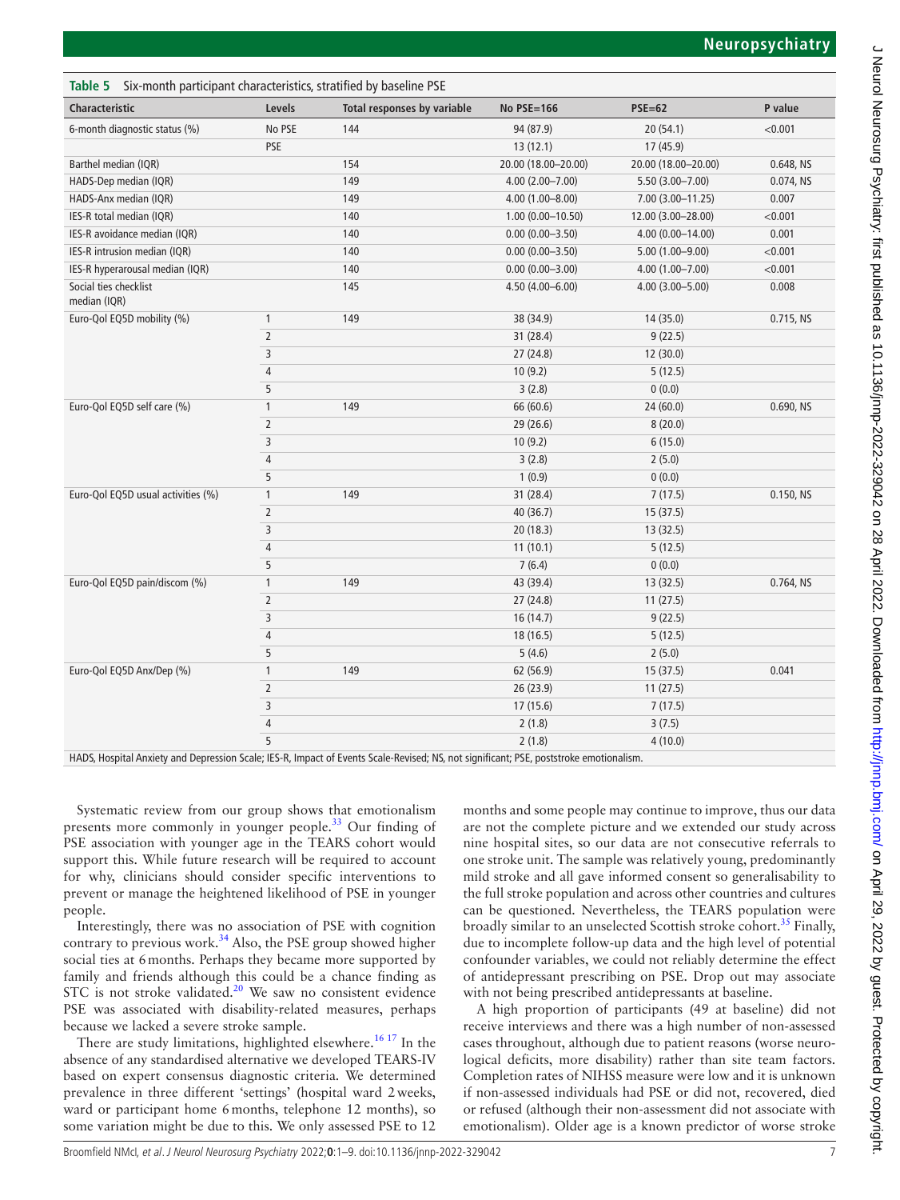**Table 5** Six-month participant characteristics, stratified by baseline PSE

| Characteristic | Levels | Total responses by variable | No PSE=166 | PSE=62 | P value |
|---|---|---|---|---|---|
| 6-month diagnostic status (%) | No PSE | 144 | 94 (87.9) | 20 (54.1) | <0.001 |
| | PSE | | 13 (12.1) | 17 (45.9) | |
| Barthel median (IQR) | | 154 | 20.00 (18.00–20.00) | 20.00 (18.00–20.00) | 0.648, NS |
| HADS-Dep median (IQR) | | 149 | 4.00 (2.00–7.00) | 5.50 (3.00–7.00) | 0.074, NS |
| HADS-Anx median (IQR) | | 149 | 4.00 (1.00–8.00) | 7.00 (3.00–11.25) | 0.007 |
| IES-R total median (IQR) | | 140 | 1.00 (0.00–10.50) | 12.00 (3.00–28.00) | <0.001 |
| IES-R avoidance median (IQR) | | 140 | 0.00 (0.00–3.50) | 4.00 (0.00–14.00) | 0.001 |
| IES-R intrusion median (IQR) | | 140 | 0.00 (0.00–3.50) | 5.00 (1.00–9.00) | <0.001 |
| IES-R hyperarousal median (IQR) | | 140 | 0.00 (0.00–3.00) | 4.00 (1.00–7.00) | <0.001 |
| Social ties checklist median (IQR) | | 145 | 4.50 (4.00–6.00) | 4.00 (3.00–5.00) | 0.008 |
| Euro-Qol EQ5D mobility (%) | 1 | 149 | 38 (34.9) | 14 (35.0) | 0.715, NS |
| | 2 | | 31 (28.4) | 9 (22.5) | |
| | 3 | | 27 (24.8) | 12 (30.0) | |
| | 4 | | 10 (9.2) | 5 (12.5) | |
| | 5 | | 3 (2.8) | 0 (0.0) | |
| Euro-Qol EQ5D self care (%) | 1 | 149 | 66 (60.6) | 24 (60.0) | 0.690, NS |
| | 2 | | 29 (26.6) | 8 (20.0) | |
| | 3 | | 10 (9.2) | 6 (15.0) | |
| | 4 | | 3 (2.8) | 2 (5.0) | |
| | 5 | | 1 (0.9) | 0 (0.0) | |
| Euro-Qol EQ5D usual activities (%) | 1 | 149 | 31 (28.4) | 7 (17.5) | 0.150, NS |
| | 2 | | 40 (36.7) | 15 (37.5) | |
| | 3 | | 20 (18.3) | 13 (32.5) | |
| | 4 | | 11 (10.1) | 5 (12.5) | |
| | 5 | | 7 (6.4) | 0 (0.0) | |
| Euro-Qol EQ5D pain/discom (%) | 1 | 149 | 43 (39.4) | 13 (32.5) | 0.764, NS |
| | 2 | | 27 (24.8) | 11 (27.5) | |
| | 3 | | 16 (14.7) | 9 (22.5) | |
| | 4 | | 18 (16.5) | 5 (12.5) | |
| | 5 | | 5 (4.6) | 2 (5.0) | |
| Euro-Qol EQ5D Anx/Dep (%) | 1 | 149 | 62 (56.9) | 15 (37.5) | 0.041 |
| | 2 | | 26 (23.9) | 11 (27.5) | |
| | 3 | | 17 (15.6) | 7 (17.5) | |
| | 4 | | 2 (1.8) | 3 (7.5) | |
| | 5 | | 2 (1.8) | 4 (10.0) | |

HADS, Hospital Anxiety and Depression Scale; IES-R, Impact of Events Scale-Revised; NS, not significant; PSE, poststroke emotionalism.

Systematic review from our group shows that emotionalism presents more commonly in younger people.[33] Our finding of PSE association with younger age in the TEARS cohort would support this. While future research will be required to account for why, clinicians should consider specific interventions to prevent or manage the heightened likelihood of PSE in younger people.

Interestingly, there was no association of PSE with cognition contrary to previous work.[34] Also, the PSE group showed higher social ties at 6 months. Perhaps they became more supported by family and friends although this could be a chance finding as STC is not stroke validated.[20] We saw no consistent evidence PSE was associated with disability-related measures, perhaps because we lacked a severe stroke sample.

There are study limitations, highlighted elsewhere.[16,17] In the absence of any standardised alternative we developed TEARS-IV based on expert consensus diagnostic criteria. We determined prevalence in three different 'settings' (hospital ward 2 weeks, ward or participant home 6 months, telephone 12 months), so some variation might be due to this. We only assessed PSE to 12 months and some people may continue to improve, thus our data are not the complete picture and we extended our study across nine hospital sites, so our data are not consecutive referrals to one stroke unit. The sample was relatively young, predominantly mild stroke and all gave informed consent so generalisability to the full stroke population and across other countries and cultures can be questioned. Nevertheless, the TEARS population were broadly similar to an unselected Scottish stroke cohort.[35] Finally, due to incomplete follow-up data and the high level of potential confounder variables, we could not reliably determine the effect of antidepressant prescribing on PSE. Drop out may associate with not being prescribed antidepressants at baseline.

A high proportion of participants (49 at baseline) did not receive interviews and there was a high number of non-assessed cases throughout, although due to patient reasons (worse neurological deficits, more disability) rather than site team factors. Completion rates of NIHSS measure were low and it is unknown if non-assessed individuals had PSE or did not, recovered, died or refused (although their non-assessment did not associate with emotionalism). Older age is a known predictor of worse stroke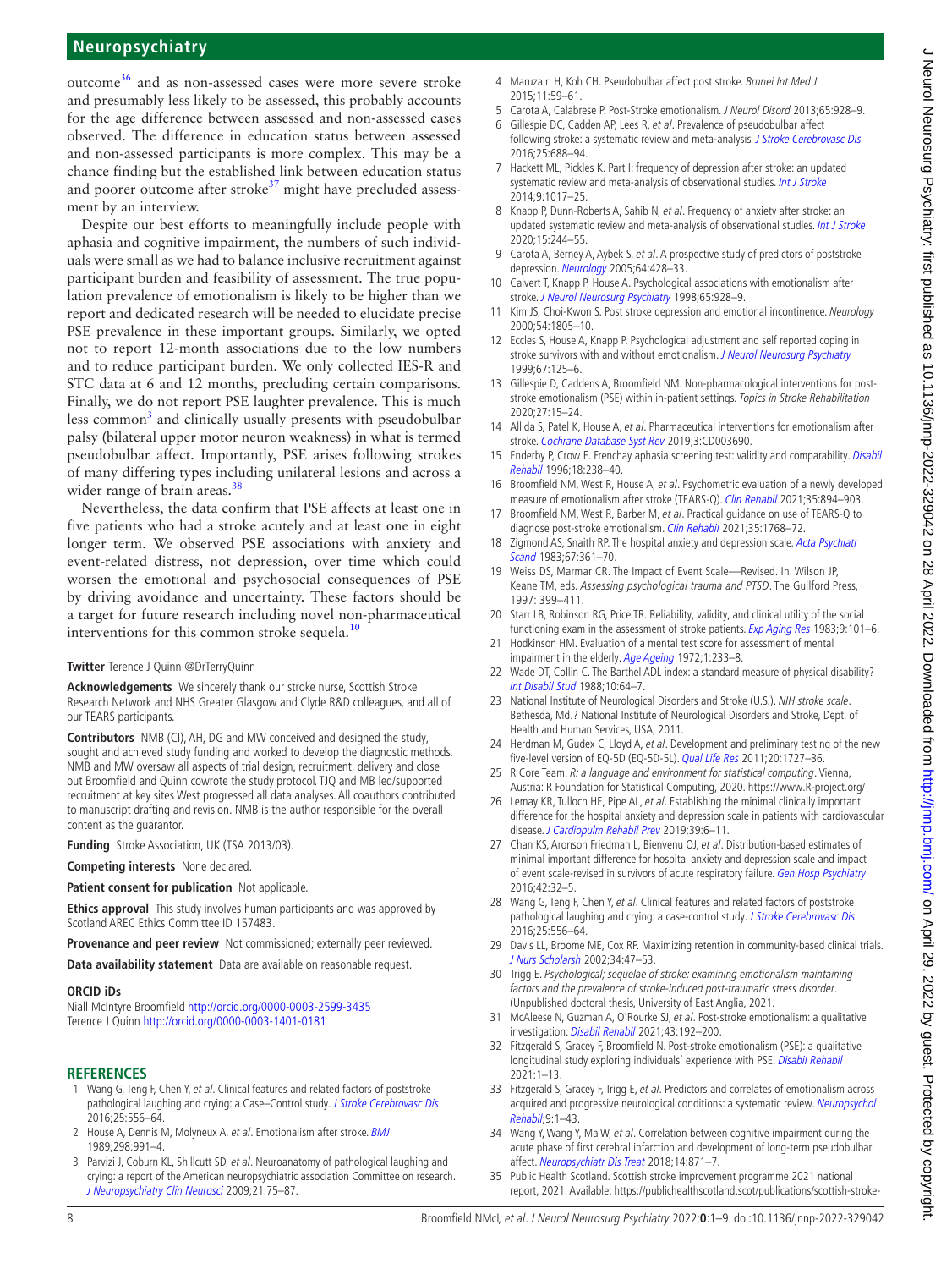outcome[36] and as non-assessed cases were more severe stroke and presumably less likely to be assessed, this probably accounts for the age difference between assessed and non-assessed cases observed. The difference in education status between assessed and non-assessed participants is more complex. This may be a chance finding but the established link between education status and poorer outcome after stroke[37] might have precluded assessment by an interview.

Despite our best efforts to meaningfully include people with aphasia and cognitive impairment, the numbers of such individuals were small as we had to balance inclusive recruitment against participant burden and feasibility of assessment. The true population prevalence of emotionalism is likely to be higher than we report and dedicated research will be needed to elucidate precise PSE prevalence in these important groups. Similarly, we opted not to report 12-month associations due to the low numbers and to reduce participant burden. We only collected IES-R and STC data at 6 and 12 months, precluding certain comparisons. Finally, we do not report PSE laughter prevalence. This is much less common[3] and clinically usually presents with pseudobulbar palsy (bilateral upper motor neuron weakness) in what is termed pseudobulbar affect. Importantly, PSE arises following strokes of many differing types including unilateral lesions and across a wider range of brain areas.[38]

Nevertheless, the data confirm that PSE affects at least one in five patients who had a stroke acutely and at least one in eight longer term. We observed PSE associations with anxiety and event-related distress, not depression, over time which could worsen the emotional and psychosocial consequences of PSE by driving avoidance and uncertainty. These factors should be a target for future research including novel non-pharmaceutical interventions for this common stroke sequela.[10]

**Twitter** Terence J Quinn @DrTerryQuinn

**Acknowledgements** We sincerely thank our stroke nurse, Scottish Stroke Research Network and NHS Greater Glasgow and Clyde R&D colleagues, and all of our TEARS participants.

**Contributors** NMB (CI), AH, DG and MW conceived and designed the study, sought and achieved study funding and worked to develop the diagnostic methods. NMB and MW oversaw all aspects of trial design, recruitment, delivery and close out Broomfield and Quinn cowrote the study protocol. TJQ and MB led/supported recruitment at key sites West progressed all data analyses. All coauthors contributed to manuscript drafting and revision. NMB is the author responsible for the overall content as the guarantor.

**Funding** Stroke Association, UK (TSA 2013/03).

**Competing interests** None declared.

**Patient consent for publication** Not applicable.

**Ethics approval** This study involves human participants and was approved by Scotland AREC Ethics Committee ID 157483.

**Provenance and peer review** Not commissioned; externally peer reviewed.

**Data availability statement** Data are available on reasonable request.

**ORCID iDs**

Niall McIntyre Broomfield http://orcid.org/0000-0003-2599-3435
Terence J Quinn http://orcid.org/0000-0003-1401-0181

## REFERENCES

1. Wang G, Teng F, Chen Y, *et al*. Clinical features and related factors of poststroke pathological laughing and crying: a Case–Control study. *J Stroke Cerebrovasc Dis* 2016;25:556–64.
2. House A, Dennis M, Molyneux A, *et al*. Emotionalism after stroke. *BMJ* 1989;298:991–4.
3. Parvizi J, Coburn KL, Shillcutt SD, *et al*. Neuroanatomy of pathological laughing and crying: a report of the American neuropsychiatric association Committee on research. *J Neuropsychiatry Clin Neurosci* 2009;21:75–87.
4. Maruzairi H, Koh CH. Pseudobulbar affect post stroke. *Brunei Int Med J* 2015;11:59–61.
5. Carota A, Calabrese P. Post-Stroke emotionalism. *J Neurol Disord* 2013;65:928–9.
6. Gillespie DC, Cadden AP, Lees R, *et al*. Prevalence of pseudobulbar affect following stroke: a systematic review and meta-analysis. *J Stroke Cerebrovasc Dis* 2016;25:688–94.
7. Hackett ML, Pickles K. Part I: frequency of depression after stroke: an updated systematic review and meta-analysis of observational studies. *Int J Stroke* 2014;9:1017–25.
8. Knapp P, Dunn-Roberts A, Sahib N, *et al*. Frequency of anxiety after stroke: an updated systematic review and meta-analysis of observational studies. *Int J Stroke* 2020;15:244–55.
9. Carota A, Berney A, Aybek S, *et al*. A prospective study of predictors of poststroke depression. *Neurology* 2005;64:428–33.
10. Calvert T, Knapp P, House A. Psychological associations with emotionalism after stroke. *J Neurol Neurosurg Psychiatry* 1998;65:928–9.
11. Kim JS, Choi-Kwon S. Post stroke depression and emotional incontinence. *Neurology* 2000;54:1805–10.
12. Eccles S, House A, Knapp P. Psychological adjustment and self reported coping in stroke survivors with and without emotionalism. *J Neurol Neurosurg Psychiatry* 1999;67:125–6.
13. Gillespie D, Caddens A, Broomfield NM. Non-pharmacological interventions for post-stroke emotionalism (PSE) within in-patient settings. *Topics in Stroke Rehabilitation* 2020;27:15–24.
14. Allida S, Patel K, House A, *et al*. Pharmaceutical interventions for emotionalism after stroke. *Cochrane Database Syst Rev* 2019;3:CD003690.
15. Enderby P, Crow E. Frenchay aphasia screening test: validity and comparability. *Disabil Rehabil* 1996;18:238–40.
16. Broomfield NM, West R, House A, *et al*. Psychometric evaluation of a newly developed measure of emotionalism after stroke (TEARS-Q). *Clin Rehabil* 2021;35:894–903.
17. Broomfield NM, West R, Barber M, *et al*. Practical guidance on use of TEARS-Q to diagnose post-stroke emotionalism. *Clin Rehabil* 2021;35:1768–72.
18. Zigmond AS, Snaith RP. The hospital anxiety and depression scale. *Acta Psychiatr Scand* 1983;67:361–70.
19. Weiss DS, Marmar CR. The Impact of Event Scale—Revised. In: Wilson JP, Keane TM, eds. *Assessing psychological trauma and PTSD*. The Guilford Press, 1997: 399–411.
20. Starr LB, Robinson RG, Price TR. Reliability, validity, and clinical utility of the social functioning exam in the assessment of stroke patients. *Exp Aging Res* 1983;9:101–6.
21. Hodkinson HM. Evaluation of a mental test score for assessment of mental impairment in the elderly. *Age Ageing* 1972;1:233–8.
22. Wade DT, Collin C. The Barthel ADL index: a standard measure of physical disability? *Int Disabil Stud* 1988;10:64–7.
23. National Institute of Neurological Disorders and Stroke (U.S.). *NIH stroke scale*. Bethesda, Md.? National Institute of Neurological Disorders and Stroke, Dept. of Health and Human Services, USA, 2011.
24. Herdman M, Gudex C, Lloyd A, *et al*. Development and preliminary testing of the new five-level version of EQ-5D (EQ-5D-5L). *Qual Life Res* 2011;20:1727–36.
25. R Core Team. *R: a language and environment for statistical computing*. Vienna, Austria: R Foundation for Statistical Computing, 2020. https://www.R-project.org/
26. Lemay KR, Tulloch HE, Pipe AL, *et al*. Establishing the minimal clinically important difference for the hospital anxiety and depression scale in patients with cardiovascular disease. *J Cardiopulm Rehabil Prev* 2019;39:6–11.
27. Chan KS, Aronson Friedman L, Bienvenu OJ, *et al*. Distribution-based estimates of minimal important difference for hospital anxiety and depression scale and impact of event scale-revised in survivors of acute respiratory failure. *Gen Hosp Psychiatry* 2016;42:32–5.
28. Wang G, Teng F, Chen Y, *et al*. Clinical features and related factors of poststroke pathological laughing and crying: a case-control study. *J Stroke Cerebrovasc Dis* 2016;25:556–64.
29. Davis LL, Broome ME, Cox RP. Maximizing retention in community-based clinical trials. *J Nurs Scholarsh* 2002;34:47–53.
30. Trigg E. *Psychological; sequelae of stroke: examining emotionalism maintaining factors and the prevalence of stroke-induced post-traumatic stress disorder*. (Unpublished doctoral thesis, University of East Anglia, 2021.
31. McAleese N, Guzman A, O'Rourke SJ, *et al*. Post-stroke emotionalism: a qualitative investigation. *Disabil Rehabil* 2021;43:192–200.
32. Fitzgerald S, Gracey F, Broomfield N. Post-stroke emotionalism (PSE): a qualitative longitudinal study exploring individuals' experience with PSE. *Disabil Rehabil* 2021:1–13.
33. Fitzgerald S, Gracey F, Trigg E, *et al*. Predictors and correlates of emotionalism across acquired and progressive neurological conditions: a systematic review. *Neuropsychol Rehabil*;9:1–43.
34. Wang Y, Wang Y, Ma W, *et al*. Correlation between cognitive impairment during the acute phase of first cerebral infarction and development of long-term pseudobulbar affect. *Neuropsychiatr Dis Treat* 2018;14:871–7.
35. Public Health Scotland. Scottish stroke improvement programme 2021 national report, 2021. Available: https://publichealthscotland.scot/publications/scottish-stroke-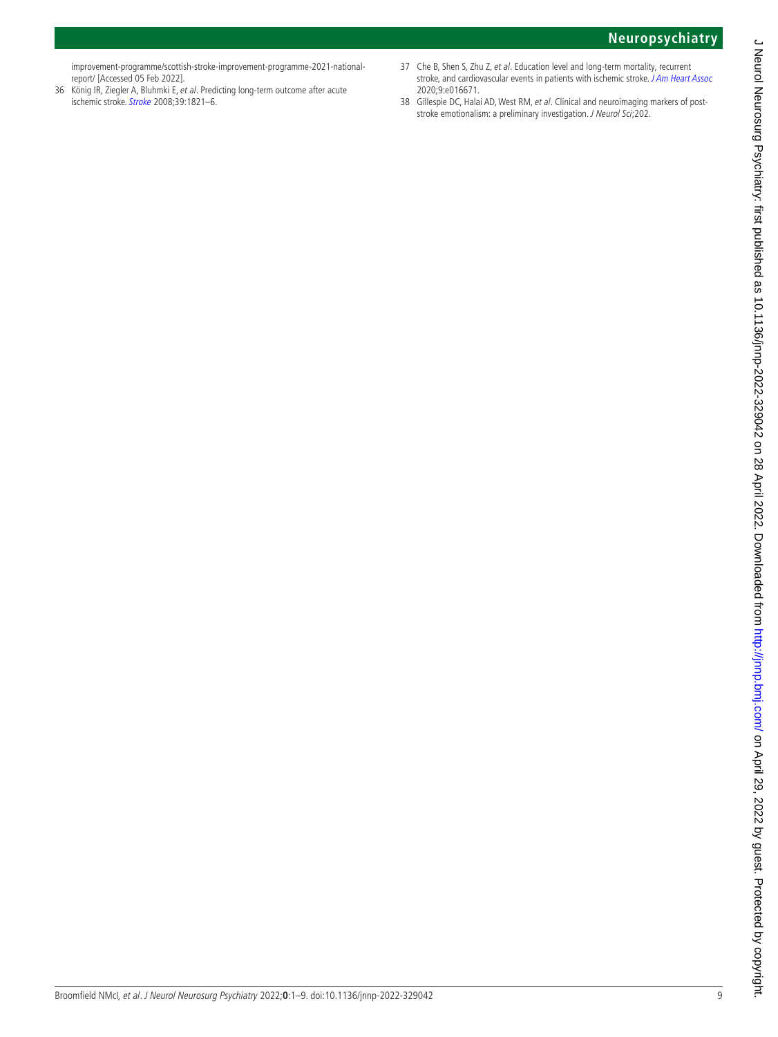improvement-programme/scottish-stroke-improvement-programme-2021-national-report/ [Accessed 05 Feb 2022].

36 König IR, Ziegler A, Bluhmki E, *et al*. Predicting long-term outcome after acute ischemic stroke. *Stroke* 2008;39:1821–6.

37 Che B, Shen S, Zhu Z, *et al*. Education level and long-term mortality, recurrent stroke, and cardiovascular events in patients with ischemic stroke. *J Am Heart Assoc* 2020;9:e016671.

38 Gillespie DC, Halai AD, West RM, *et al*. Clinical and neuroimaging markers of post-stroke emotionalism: a preliminary investigation. *J Neurol Sci*;202.